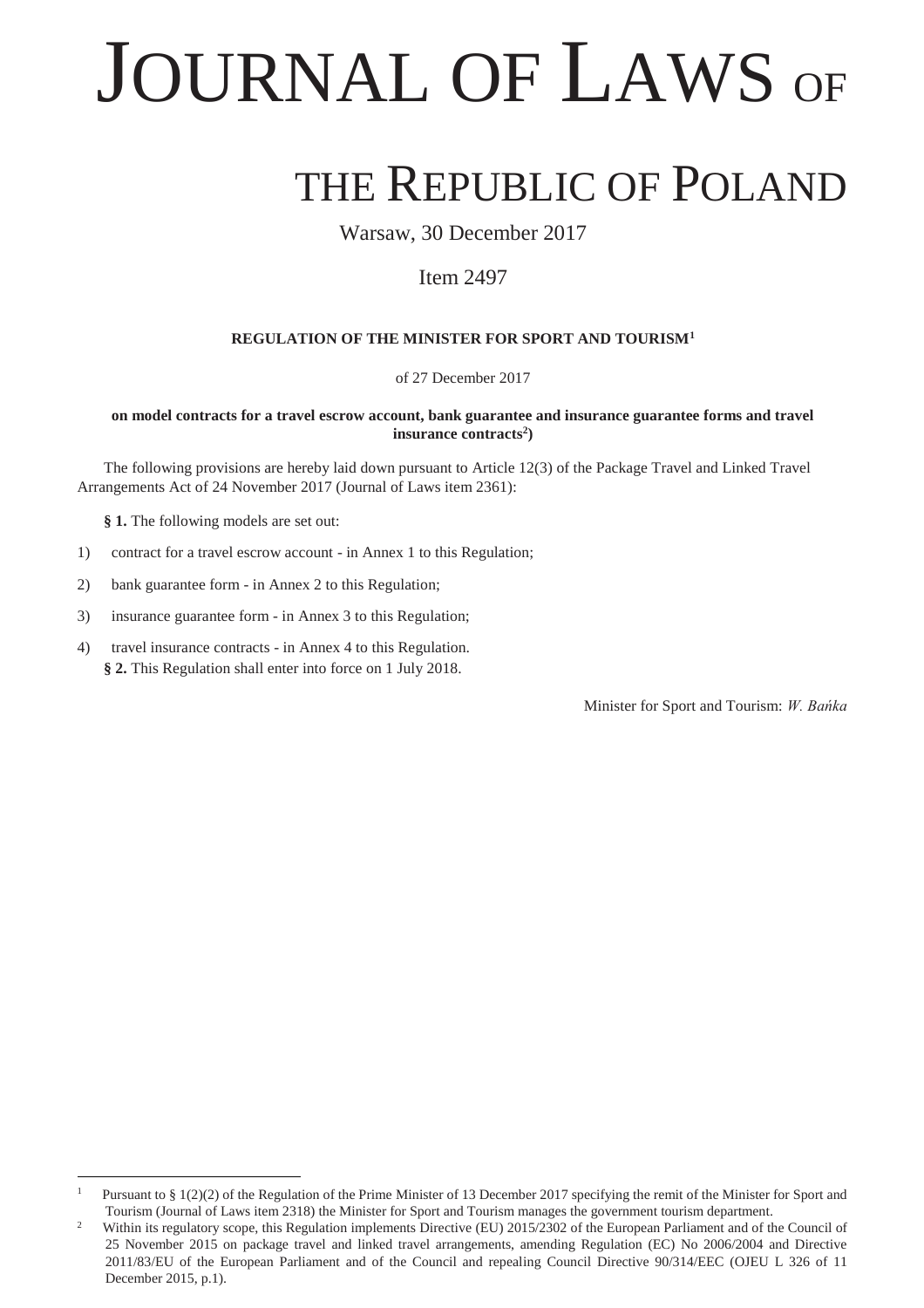# JOURNAL OF LAWS OF THE REPUBLIC OF POLAND

Warsaw, 30 December 2017

Item 2497

**REGULATION OF THE MINISTER FOR SPORT AND TOURISM[1]**

of 27 December 2017

**on model contracts for a travel escrow account, bank guarantee and insurance guarantee forms and travel insurance contracts[2])**

The following provisions are hereby laid down pursuant to Article 12(3) of the Package Travel and Linked Travel Arrangements Act of 24 November 2017 (Journal of Laws item 2361):

**§ 1.** The following models are set out:

1) contract for a travel escrow account - in Annex 1 to this Regulation;

2) bank guarantee form - in Annex 2 to this Regulation;

3) insurance guarantee form - in Annex 3 to this Regulation;

4) travel insurance contracts - in Annex 4 to this Regulation.

**§ 2.** This Regulation shall enter into force on 1 July 2018.

Minister for Sport and Tourism: *W. Bańka*

---

[1] Pursuant to § 1(2)(2) of the Regulation of the Prime Minister of 13 December 2017 specifying the remit of the Minister for Sport and Tourism (Journal of Laws item 2318) the Minister for Sport and Tourism manages the government tourism department.

[2] Within its regulatory scope, this Regulation implements Directive (EU) 2015/2302 of the European Parliament and of the Council of 25 November 2015 on package travel and linked travel arrangements, amending Regulation (EC) No 2006/2004 and Directive 2011/83/EU of the European Parliament and of the Council and repealing Council Directive 90/314/EEC (OJEU L 326 of 11 December 2015, p.1).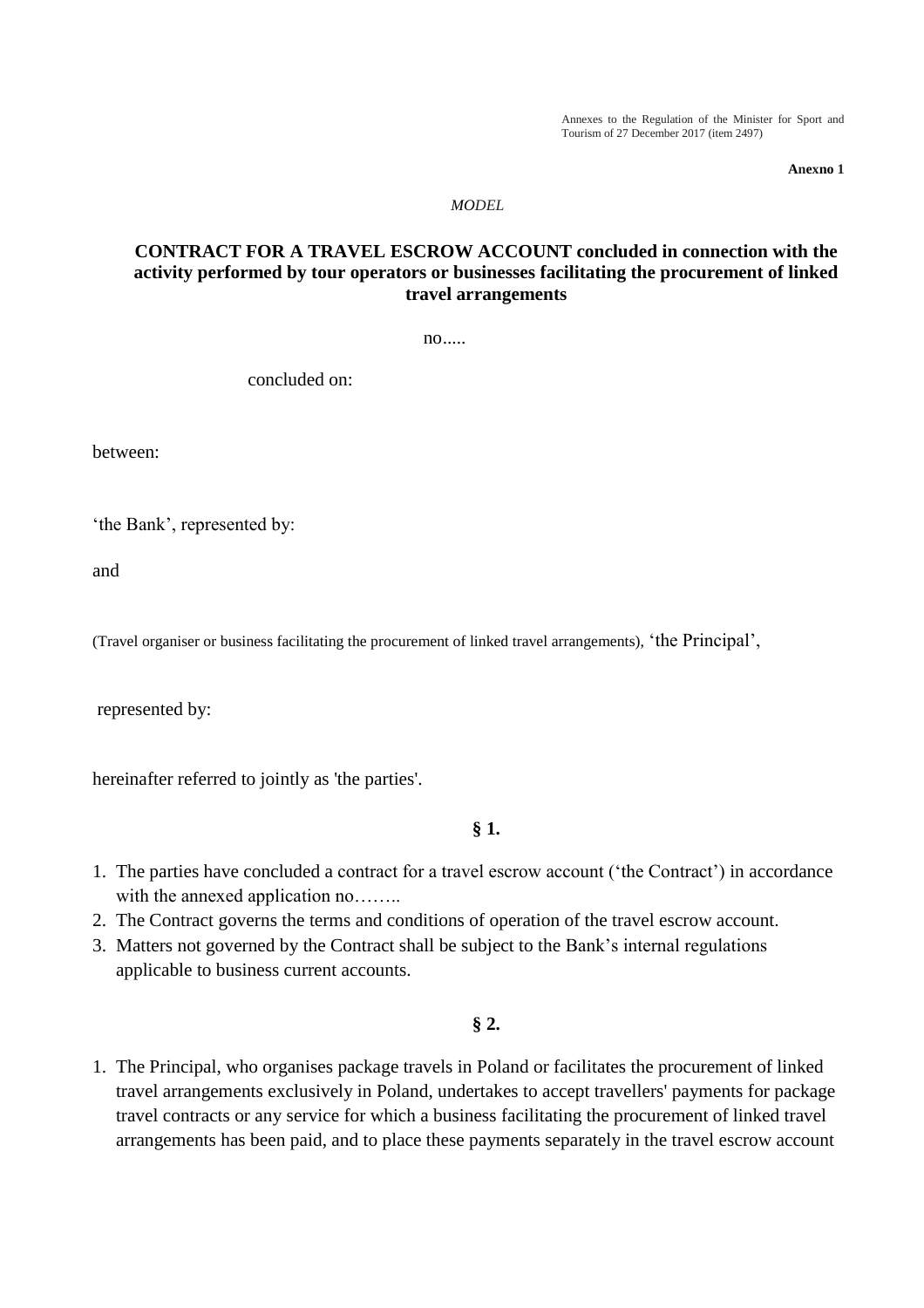Annexes to the Regulation of the Minister for Sport and Tourism of 27 December 2017 (item 2497)

**Anexno 1**

*MODEL*

**CONTRACT FOR A TRAVEL ESCROW ACCOUNT concluded in connection with the activity performed by tour operators or businesses facilitating the procurement of linked travel arrangements**

no.....

concluded on:

between:

'the Bank', represented by:

and

(Travel organiser or business facilitating the procurement of linked travel arrangements), 'the Principal',

represented by:

hereinafter referred to jointly as 'the parties'.

**§ 1.**

1. The parties have concluded a contract for a travel escrow account ('the Contract') in accordance with the annexed application no……..
2. The Contract governs the terms and conditions of operation of the travel escrow account.
3. Matters not governed by the Contract shall be subject to the Bank's internal regulations applicable to business current accounts.

**§ 2.**

1. The Principal, who organises package travels in Poland or facilitates the procurement of linked travel arrangements exclusively in Poland, undertakes to accept travellers' payments for package travel contracts or any service for which a business facilitating the procurement of linked travel arrangements has been paid, and to place these payments separately in the travel escrow account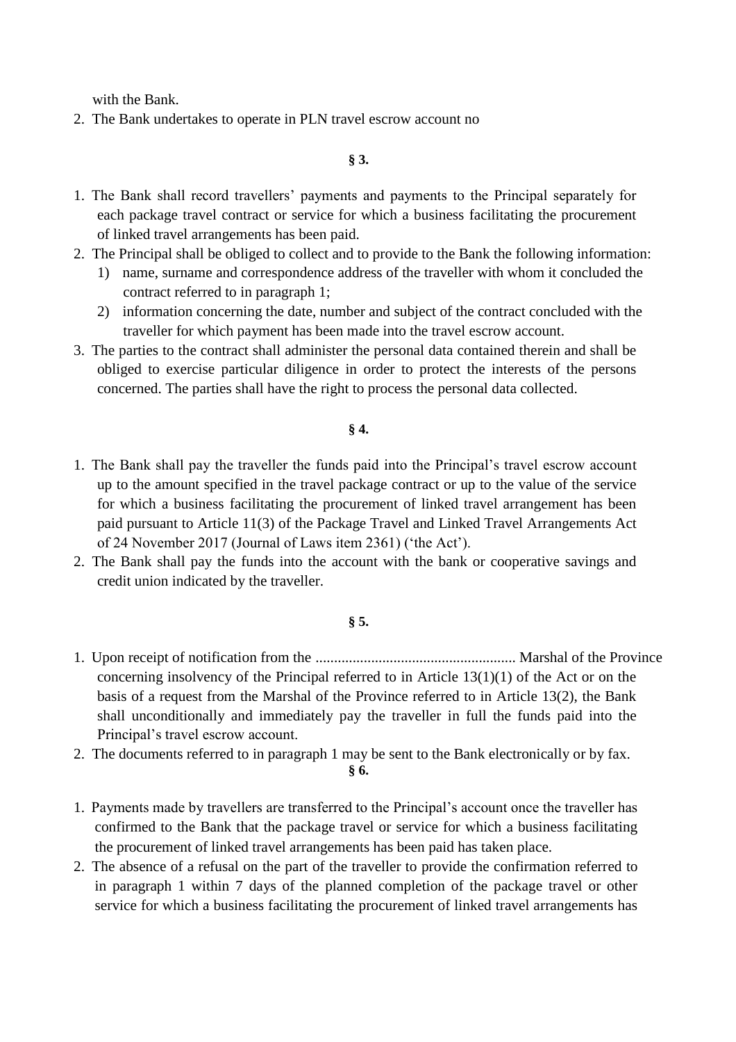with the Bank.

2. The Bank undertakes to operate in PLN travel escrow account no

**§ 3.**

1. The Bank shall record travellers' payments and payments to the Principal separately for each package travel contract or service for which a business facilitating the procurement of linked travel arrangements has been paid.
2. The Principal shall be obliged to collect and to provide to the Bank the following information:
   1) name, surname and correspondence address of the traveller with whom it concluded the contract referred to in paragraph 1;
   2) information concerning the date, number and subject of the contract concluded with the traveller for which payment has been made into the travel escrow account.
3. The parties to the contract shall administer the personal data contained therein and shall be obliged to exercise particular diligence in order to protect the interests of the persons concerned. The parties shall have the right to process the personal data collected.

**§ 4.**

1. The Bank shall pay the traveller the funds paid into the Principal's travel escrow account up to the amount specified in the travel package contract or up to the value of the service for which a business facilitating the procurement of linked travel arrangement has been paid pursuant to Article 11(3) of the Package Travel and Linked Travel Arrangements Act of 24 November 2017 (Journal of Laws item 2361) ('the Act').
2. The Bank shall pay the funds into the account with the bank or cooperative savings and credit union indicated by the traveller.

**§ 5.**

1. Upon receipt of notification from the ...................................................... Marshal of the Province concerning insolvency of the Principal referred to in Article 13(1)(1) of the Act or on the basis of a request from the Marshal of the Province referred to in Article 13(2), the Bank shall unconditionally and immediately pay the traveller in full the funds paid into the Principal's travel escrow account.
2. The documents referred to in paragraph 1 may be sent to the Bank electronically or by fax.

**§ 6.**

1. Payments made by travellers are transferred to the Principal's account once the traveller has confirmed to the Bank that the package travel or service for which a business facilitating the procurement of linked travel arrangements has been paid has taken place.
2. The absence of a refusal on the part of the traveller to provide the confirmation referred to in paragraph 1 within 7 days of the planned completion of the package travel or other service for which a business facilitating the procurement of linked travel arrangements has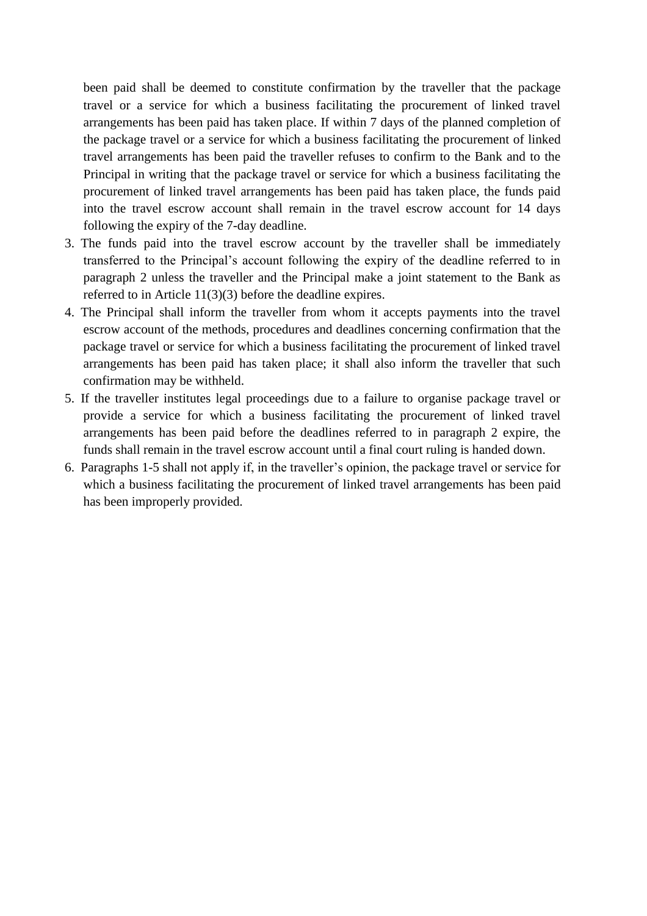been paid shall be deemed to constitute confirmation by the traveller that the package travel or a service for which a business facilitating the procurement of linked travel arrangements has been paid has taken place. If within 7 days of the planned completion of the package travel or a service for which a business facilitating the procurement of linked travel arrangements has been paid the traveller refuses to confirm to the Bank and to the Principal in writing that the package travel or service for which a business facilitating the procurement of linked travel arrangements has been paid has taken place, the funds paid into the travel escrow account shall remain in the travel escrow account for 14 days following the expiry of the 7-day deadline.

3. The funds paid into the travel escrow account by the traveller shall be immediately transferred to the Principal's account following the expiry of the deadline referred to in paragraph 2 unless the traveller and the Principal make a joint statement to the Bank as referred to in Article 11(3)(3) before the deadline expires.
4. The Principal shall inform the traveller from whom it accepts payments into the travel escrow account of the methods, procedures and deadlines concerning confirmation that the package travel or service for which a business facilitating the procurement of linked travel arrangements has been paid has taken place; it shall also inform the traveller that such confirmation may be withheld.
5. If the traveller institutes legal proceedings due to a failure to organise package travel or provide a service for which a business facilitating the procurement of linked travel arrangements has been paid before the deadlines referred to in paragraph 2 expire, the funds shall remain in the travel escrow account until a final court ruling is handed down.
6. Paragraphs 1-5 shall not apply if, in the traveller's opinion, the package travel or service for which a business facilitating the procurement of linked travel arrangements has been paid has been improperly provided.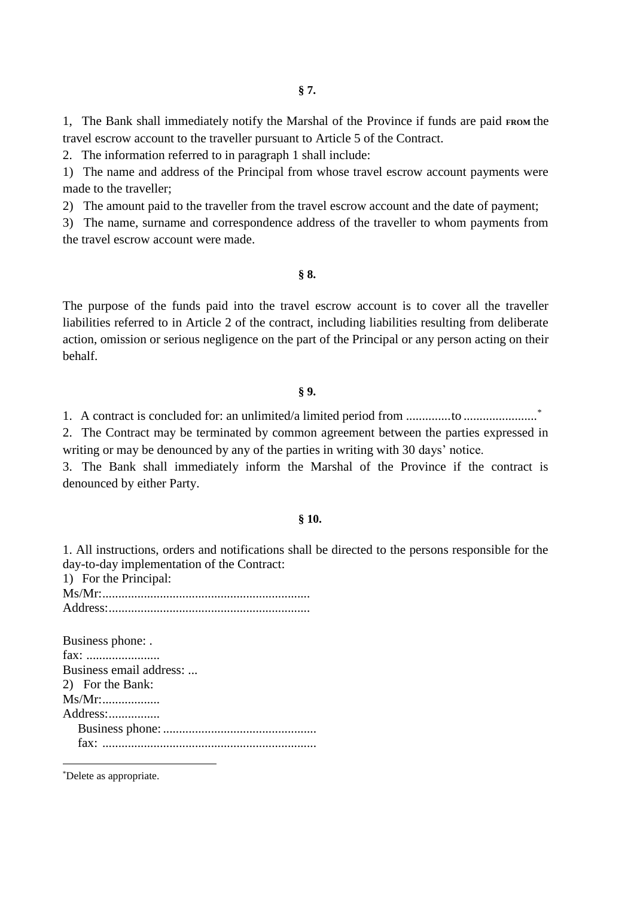**§ 7.**

1, The Bank shall immediately notify the Marshal of the Province if funds are paid FROM the travel escrow account to the traveller pursuant to Article 5 of the Contract.

2. The information referred to in paragraph 1 shall include:

1) The name and address of the Principal from whose travel escrow account payments were made to the traveller;

2) The amount paid to the traveller from the travel escrow account and the date of payment;

3) The name, surname and correspondence address of the traveller to whom payments from the travel escrow account were made.

**§ 8.**

The purpose of the funds paid into the travel escrow account is to cover all the traveller liabilities referred to in Article 2 of the contract, including liabilities resulting from deliberate action, omission or serious negligence on the part of the Principal or any person acting on their behalf.

**§ 9.**

1. A contract is concluded for: an unlimited/a limited period from ..............to .......................[*]

2. The Contract may be terminated by common agreement between the parties expressed in writing or may be denounced by any of the parties in writing with 30 days' notice.

3. The Bank shall immediately inform the Marshal of the Province if the contract is denounced by either Party.

**§ 10.**

1. All instructions, orders and notifications shall be directed to the persons responsible for the day-to-day implementation of the Contract:

1) For the Principal:

Ms/Mr:.................................................................

Address:...............................................................

Business phone: .

fax: .......................

Business email address: ...

2) For the Bank:

Ms/Mr:..................

Address:................

Business phone:................................................

fax: ...................................................................

---

[*]Delete as appropriate.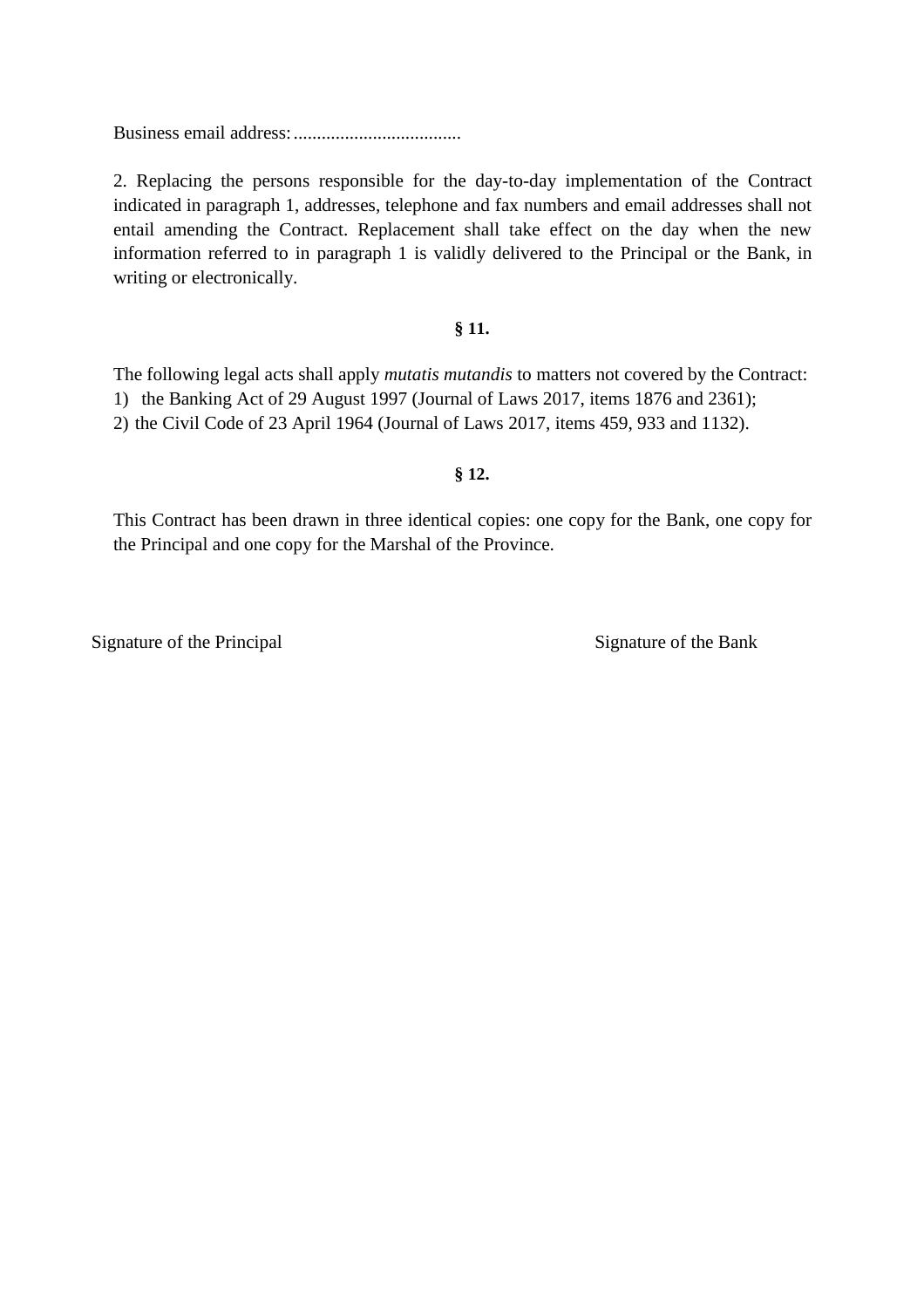Business email address: ....................................

2. Replacing the persons responsible for the day-to-day implementation of the Contract indicated in paragraph 1, addresses, telephone and fax numbers and email addresses shall not entail amending the Contract. Replacement shall take effect on the day when the new information referred to in paragraph 1 is validly delivered to the Principal or the Bank, in writing or electronically.

**§ 11.**

The following legal acts shall apply *mutatis mutandis* to matters not covered by the Contract:

1) the Banking Act of 29 August 1997 (Journal of Laws 2017, items 1876 and 2361);
2) the Civil Code of 23 April 1964 (Journal of Laws 2017, items 459, 933 and 1132).

**§ 12.**

This Contract has been drawn in three identical copies: one copy for the Bank, one copy for the Principal and one copy for the Marshal of the Province.

Signature of the Principal                                                  Signature of the Bank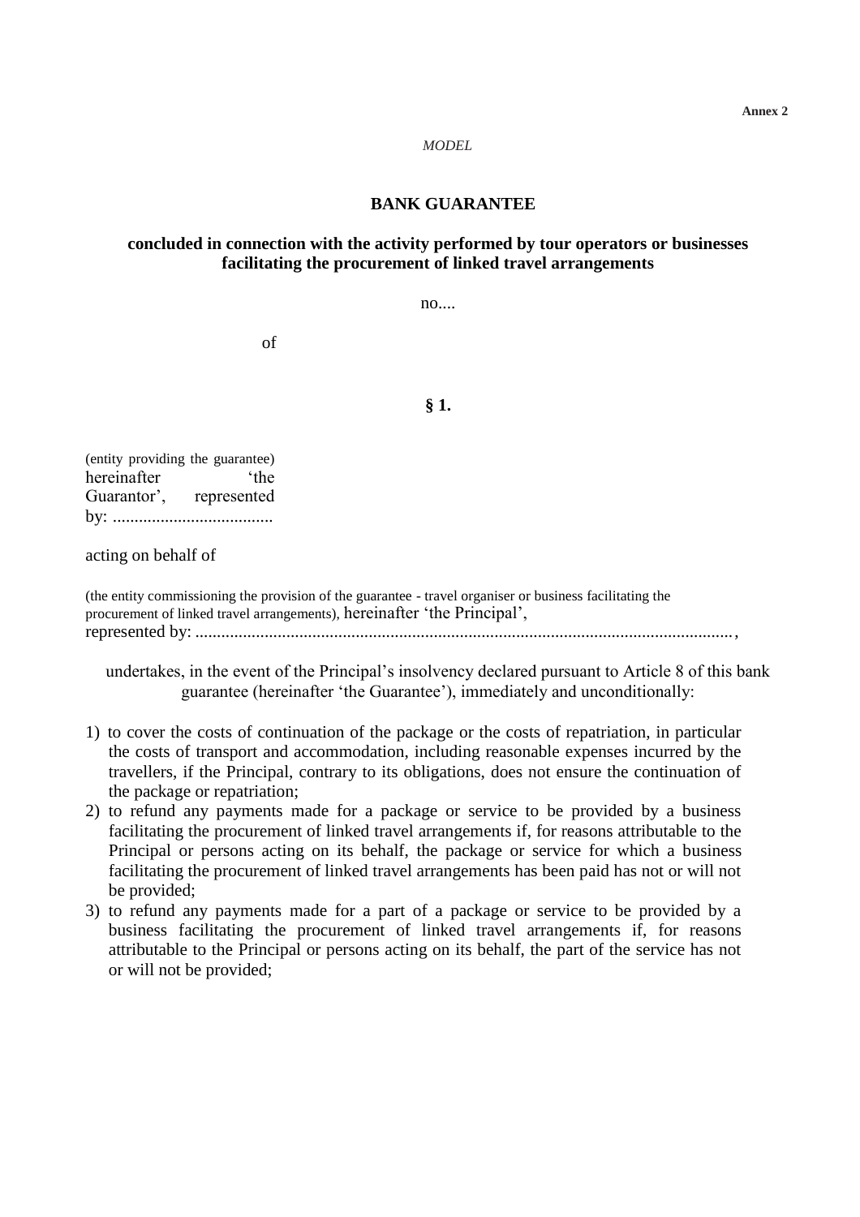**Annex 2**

*MODEL*

# BANK GUARANTEE

## concluded in connection with the activity performed by tour operators or businesses facilitating the procurement of linked travel arrangements

no....

of

**§ 1.**

(entity providing the guarantee) hereinafter 'the Guarantor', represented by: ....................................

acting on behalf of

(the entity commissioning the provision of the guarantee - travel organiser or business facilitating the procurement of linked travel arrangements), hereinafter 'the Principal', represented by: ..........................................................................................................................,

undertakes, in the event of the Principal's insolvency declared pursuant to Article 8 of this bank guarantee (hereinafter 'the Guarantee'), immediately and unconditionally:

1) to cover the costs of continuation of the package or the costs of repatriation, in particular the costs of transport and accommodation, including reasonable expenses incurred by the travellers, if the Principal, contrary to its obligations, does not ensure the continuation of the package or repatriation;
2) to refund any payments made for a package or service to be provided by a business facilitating the procurement of linked travel arrangements if, for reasons attributable to the Principal or persons acting on its behalf, the package or service for which a business facilitating the procurement of linked travel arrangements has been paid has not or will not be provided;
3) to refund any payments made for a part of a package or service to be provided by a business facilitating the procurement of linked travel arrangements if, for reasons attributable to the Principal or persons acting on its behalf, the part of the service has not or will not be provided;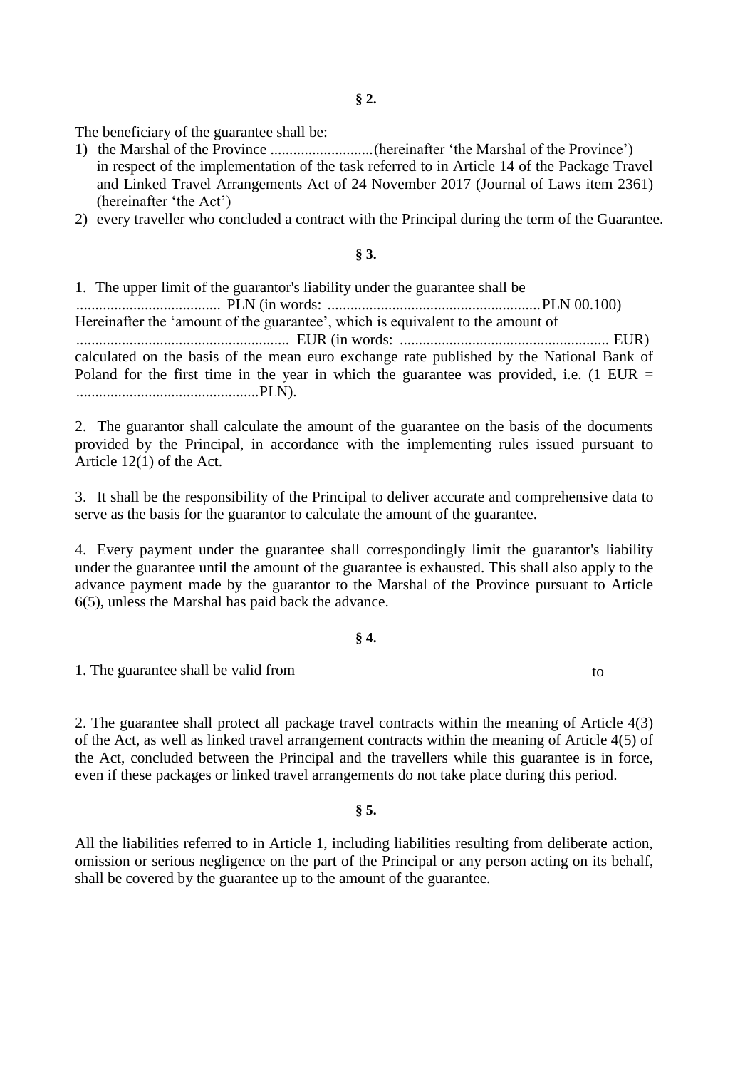**§ 2.**

The beneficiary of the guarantee shall be:

1) the Marshal of the Province ...........................(hereinafter 'the Marshal of the Province') in respect of the implementation of the task referred to in Article 14 of the Package Travel and Linked Travel Arrangements Act of 24 November 2017 (Journal of Laws item 2361) (hereinafter 'the Act')
2) every traveller who concluded a contract with the Principal during the term of the Guarantee.

**§ 3.**

1. The upper limit of the guarantor's liability under the guarantee shall be ...................................... PLN (in words: ........................................................PLN 00.100) Hereinafter the 'amount of the guarantee', which is equivalent to the amount of ........................................................ EUR (in words: ....................................................... EUR) calculated on the basis of the mean euro exchange rate published by the National Bank of Poland for the first time in the year in which the guarantee was provided, i.e. (1 EUR = ................................................PLN).

2. The guarantor shall calculate the amount of the guarantee on the basis of the documents provided by the Principal, in accordance with the implementing rules issued pursuant to Article 12(1) of the Act.

3. It shall be the responsibility of the Principal to deliver accurate and comprehensive data to serve as the basis for the guarantor to calculate the amount of the guarantee.

4. Every payment under the guarantee shall correspondingly limit the guarantor's liability under the guarantee until the amount of the guarantee is exhausted. This shall also apply to the advance payment made by the guarantor to the Marshal of the Province pursuant to Article 6(5), unless the Marshal has paid back the advance.

**§ 4.**

1. The guarantee shall be valid from to

2. The guarantee shall protect all package travel contracts within the meaning of Article 4(3) of the Act, as well as linked travel arrangement contracts within the meaning of Article 4(5) of the Act, concluded between the Principal and the travellers while this guarantee is in force, even if these packages or linked travel arrangements do not take place during this period.

**§ 5.**

All the liabilities referred to in Article 1, including liabilities resulting from deliberate action, omission or serious negligence on the part of the Principal or any person acting on its behalf, shall be covered by the guarantee up to the amount of the guarantee.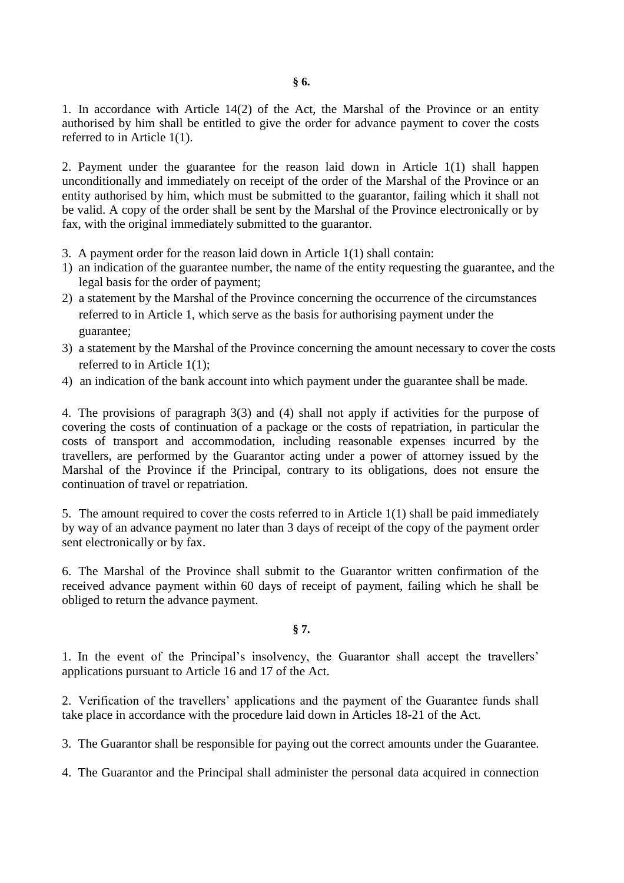## § 6.

1. In accordance with Article 14(2) of the Act, the Marshal of the Province or an entity authorised by him shall be entitled to give the order for advance payment to cover the costs referred to in Article 1(1).

2. Payment under the guarantee for the reason laid down in Article 1(1) shall happen unconditionally and immediately on receipt of the order of the Marshal of the Province or an entity authorised by him, which must be submitted to the guarantor, failing which it shall not be valid. A copy of the order shall be sent by the Marshal of the Province electronically or by fax, with the original immediately submitted to the guarantor.

3. A payment order for the reason laid down in Article 1(1) shall contain:

1) an indication of the guarantee number, the name of the entity requesting the guarantee, and the legal basis for the order of payment;
2) a statement by the Marshal of the Province concerning the occurrence of the circumstances referred to in Article 1, which serve as the basis for authorising payment under the guarantee;
3) a statement by the Marshal of the Province concerning the amount necessary to cover the costs referred to in Article 1(1);
4) an indication of the bank account into which payment under the guarantee shall be made.

4. The provisions of paragraph 3(3) and (4) shall not apply if activities for the purpose of covering the costs of continuation of a package or the costs of repatriation, in particular the costs of transport and accommodation, including reasonable expenses incurred by the travellers, are performed by the Guarantor acting under a power of attorney issued by the Marshal of the Province if the Principal, contrary to its obligations, does not ensure the continuation of travel or repatriation.

5. The amount required to cover the costs referred to in Article 1(1) shall be paid immediately by way of an advance payment no later than 3 days of receipt of the copy of the payment order sent electronically or by fax.

6. The Marshal of the Province shall submit to the Guarantor written confirmation of the received advance payment within 60 days of receipt of payment, failing which he shall be obliged to return the advance payment.

## § 7.

1. In the event of the Principal's insolvency, the Guarantor shall accept the travellers' applications pursuant to Article 16 and 17 of the Act.

2. Verification of the travellers' applications and the payment of the Guarantee funds shall take place in accordance with the procedure laid down in Articles 18-21 of the Act.

3. The Guarantor shall be responsible for paying out the correct amounts under the Guarantee.

4. The Guarantor and the Principal shall administer the personal data acquired in connection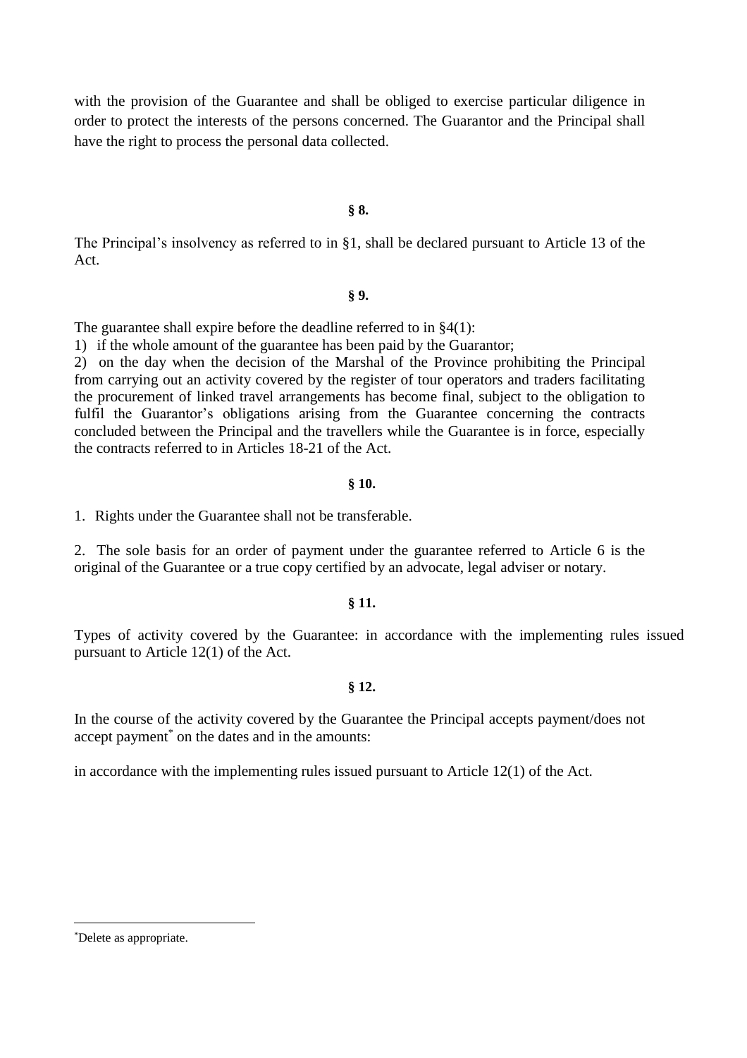with the provision of the Guarantee and shall be obliged to exercise particular diligence in order to protect the interests of the persons concerned. The Guarantor and the Principal shall have the right to process the personal data collected.

**§ 8.**

The Principal's insolvency as referred to in §1, shall be declared pursuant to Article 13 of the Act.

**§ 9.**

The guarantee shall expire before the deadline referred to in §4(1):

1) if the whole amount of the guarantee has been paid by the Guarantor;
2) on the day when the decision of the Marshal of the Province prohibiting the Principal from carrying out an activity covered by the register of tour operators and traders facilitating the procurement of linked travel arrangements has become final, subject to the obligation to fulfil the Guarantor's obligations arising from the Guarantee concerning the contracts concluded between the Principal and the travellers while the Guarantee is in force, especially the contracts referred to in Articles 18-21 of the Act.

**§ 10.**

1. Rights under the Guarantee shall not be transferable.

2. The sole basis for an order of payment under the guarantee referred to Article 6 is the original of the Guarantee or a true copy certified by an advocate, legal adviser or notary.

**§ 11.**

Types of activity covered by the Guarantee: in accordance with the implementing rules issued pursuant to Article 12(1) of the Act.

**§ 12.**

In the course of the activity covered by the Guarantee the Principal accepts payment/does not accept payment* on the dates and in the amounts:

in accordance with the implementing rules issued pursuant to Article 12(1) of the Act.

---

*Delete as appropriate.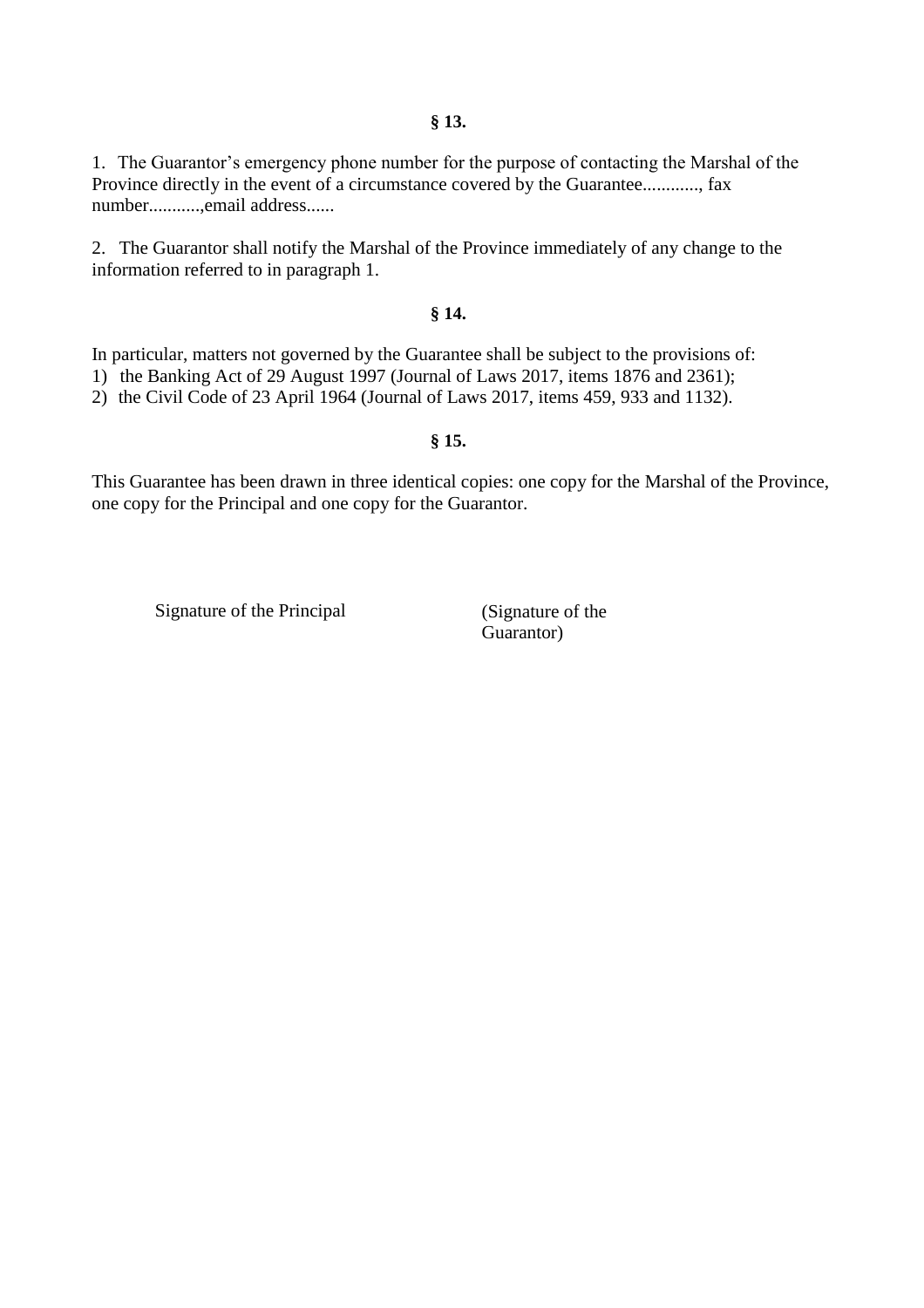**§ 13.**

1. The Guarantor's emergency phone number for the purpose of contacting the Marshal of the Province directly in the event of a circumstance covered by the Guarantee............, fax number...........,email address......

2. The Guarantor shall notify the Marshal of the Province immediately of any change to the information referred to in paragraph 1.

**§ 14.**

In particular, matters not governed by the Guarantee shall be subject to the provisions of:
1) the Banking Act of 29 August 1997 (Journal of Laws 2017, items 1876 and 2361);
2) the Civil Code of 23 April 1964 (Journal of Laws 2017, items 459, 933 and 1132).

**§ 15.**

This Guarantee has been drawn in three identical copies: one copy for the Marshal of the Province, one copy for the Principal and one copy for the Guarantor.

Signature of the Principal

(Signature of the Guarantor)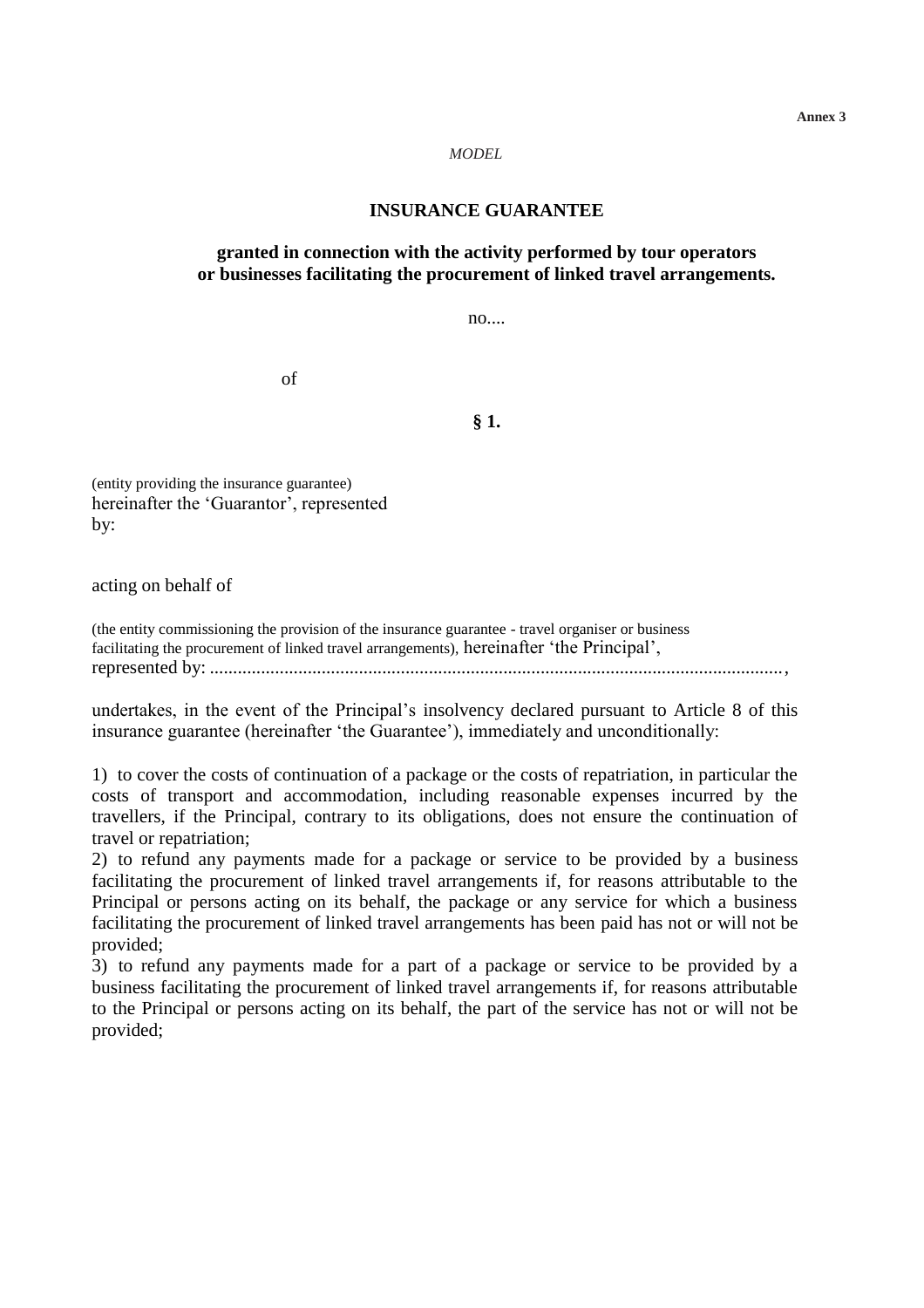**Annex 3**

*MODEL*

**INSURANCE GUARANTEE**

**granted in connection with the activity performed by tour operators or businesses facilitating the procurement of linked travel arrangements.**

no....

of

**§ 1.**

(entity providing the insurance guarantee)
hereinafter the 'Guarantor', represented by:

acting on behalf of

(the entity commissioning the provision of the insurance guarantee - travel organiser or business facilitating the procurement of linked travel arrangements), hereinafter 'the Principal', represented by: ..........................................................................................................................,

undertakes, in the event of the Principal's insolvency declared pursuant to Article 8 of this insurance guarantee (hereinafter 'the Guarantee'), immediately and unconditionally:

1) to cover the costs of continuation of a package or the costs of repatriation, in particular the costs of transport and accommodation, including reasonable expenses incurred by the travellers, if the Principal, contrary to its obligations, does not ensure the continuation of travel or repatriation;
2) to refund any payments made for a package or service to be provided by a business facilitating the procurement of linked travel arrangements if, for reasons attributable to the Principal or persons acting on its behalf, the package or any service for which a business facilitating the procurement of linked travel arrangements has been paid has not or will not be provided;
3) to refund any payments made for a part of a package or service to be provided by a business facilitating the procurement of linked travel arrangements if, for reasons attributable to the Principal or persons acting on its behalf, the part of the service has not or will not be provided;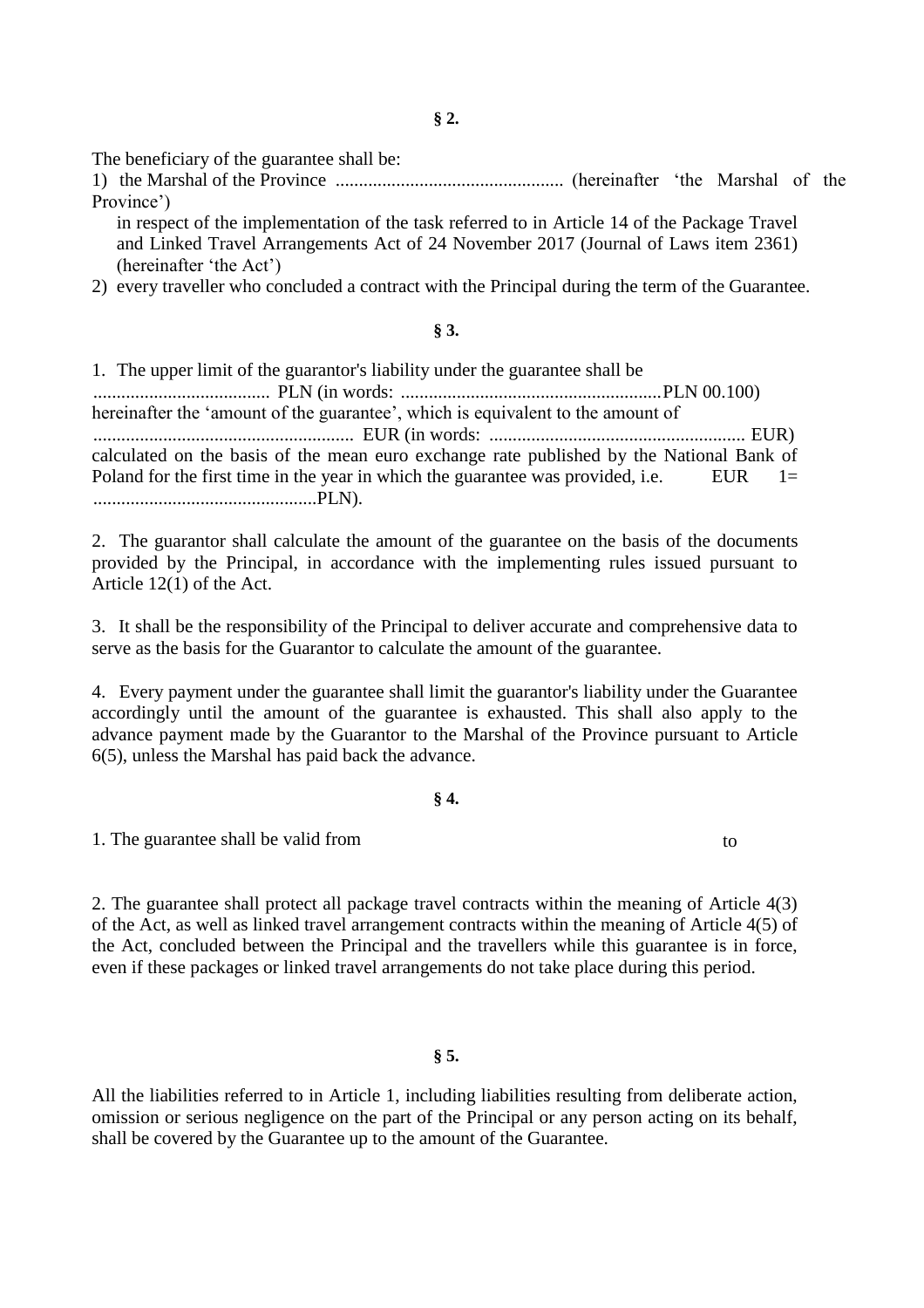**§ 2.**

The beneficiary of the guarantee shall be:

1) the Marshal of the Province ................................................. (hereinafter 'the Marshal of the Province')

   in respect of the implementation of the task referred to in Article 14 of the Package Travel and Linked Travel Arrangements Act of 24 November 2017 (Journal of Laws item 2361) (hereinafter 'the Act')

2) every traveller who concluded a contract with the Principal during the term of the Guarantee.

**§ 3.**

1. The upper limit of the guarantor's liability under the guarantee shall be ...................................... PLN (in words: ........................................................PLN 00.100) hereinafter the 'amount of the guarantee', which is equivalent to the amount of ........................................................ EUR (in words: ....................................................... EUR) calculated on the basis of the mean euro exchange rate published by the National Bank of Poland for the first time in the year in which the guarantee was provided, i.e. EUR 1= ................................................PLN).

2. The guarantor shall calculate the amount of the guarantee on the basis of the documents provided by the Principal, in accordance with the implementing rules issued pursuant to Article 12(1) of the Act.

3. It shall be the responsibility of the Principal to deliver accurate and comprehensive data to serve as the basis for the Guarantor to calculate the amount of the guarantee.

4. Every payment under the guarantee shall limit the guarantor's liability under the Guarantee accordingly until the amount of the guarantee is exhausted. This shall also apply to the advance payment made by the Guarantor to the Marshal of the Province pursuant to Article 6(5), unless the Marshal has paid back the advance.

**§ 4.**

1. The guarantee shall be valid from to

2. The guarantee shall protect all package travel contracts within the meaning of Article 4(3) of the Act, as well as linked travel arrangement contracts within the meaning of Article 4(5) of the Act, concluded between the Principal and the travellers while this guarantee is in force, even if these packages or linked travel arrangements do not take place during this period.

**§ 5.**

All the liabilities referred to in Article 1, including liabilities resulting from deliberate action, omission or serious negligence on the part of the Principal or any person acting on its behalf, shall be covered by the Guarantee up to the amount of the Guarantee.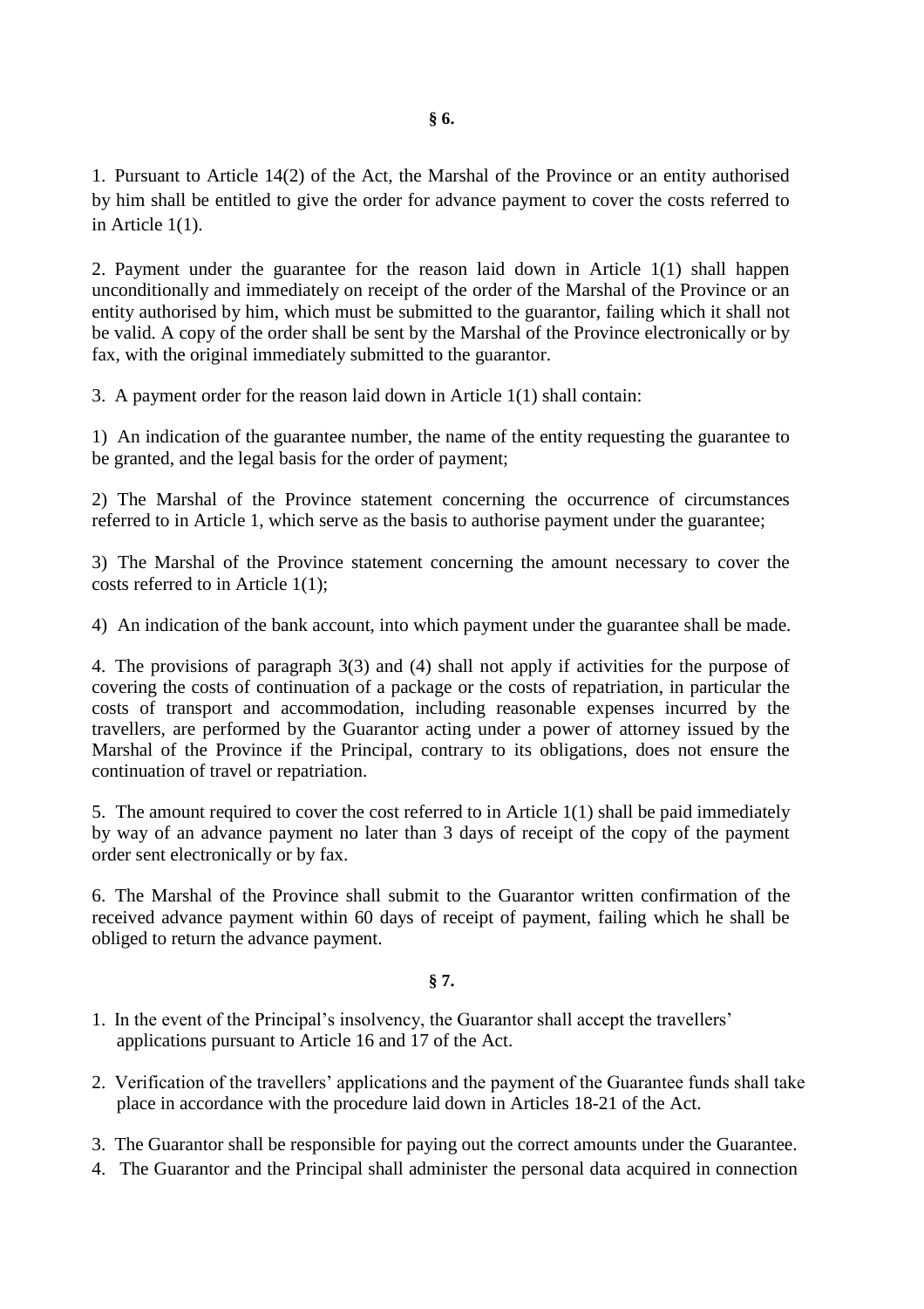**§ 6.**

1. Pursuant to Article 14(2) of the Act, the Marshal of the Province or an entity authorised by him shall be entitled to give the order for advance payment to cover the costs referred to in Article 1(1).

2. Payment under the guarantee for the reason laid down in Article 1(1) shall happen unconditionally and immediately on receipt of the order of the Marshal of the Province or an entity authorised by him, which must be submitted to the guarantor, failing which it shall not be valid. A copy of the order shall be sent by the Marshal of the Province electronically or by fax, with the original immediately submitted to the guarantor.

3. A payment order for the reason laid down in Article 1(1) shall contain:

1) An indication of the guarantee number, the name of the entity requesting the guarantee to be granted, and the legal basis for the order of payment;

2) The Marshal of the Province statement concerning the occurrence of circumstances referred to in Article 1, which serve as the basis to authorise payment under the guarantee;

3) The Marshal of the Province statement concerning the amount necessary to cover the costs referred to in Article 1(1);

4) An indication of the bank account, into which payment under the guarantee shall be made.

4. The provisions of paragraph 3(3) and (4) shall not apply if activities for the purpose of covering the costs of continuation of a package or the costs of repatriation, in particular the costs of transport and accommodation, including reasonable expenses incurred by the travellers, are performed by the Guarantor acting under a power of attorney issued by the Marshal of the Province if the Principal, contrary to its obligations, does not ensure the continuation of travel or repatriation.

5. The amount required to cover the cost referred to in Article 1(1) shall be paid immediately by way of an advance payment no later than 3 days of receipt of the copy of the payment order sent electronically or by fax.

6. The Marshal of the Province shall submit to the Guarantor written confirmation of the received advance payment within 60 days of receipt of payment, failing which he shall be obliged to return the advance payment.

**§ 7.**

1. In the event of the Principal's insolvency, the Guarantor shall accept the travellers' applications pursuant to Article 16 and 17 of the Act.
2. Verification of the travellers' applications and the payment of the Guarantee funds shall take place in accordance with the procedure laid down in Articles 18-21 of the Act.
3. The Guarantor shall be responsible for paying out the correct amounts under the Guarantee.
4. The Guarantor and the Principal shall administer the personal data acquired in connection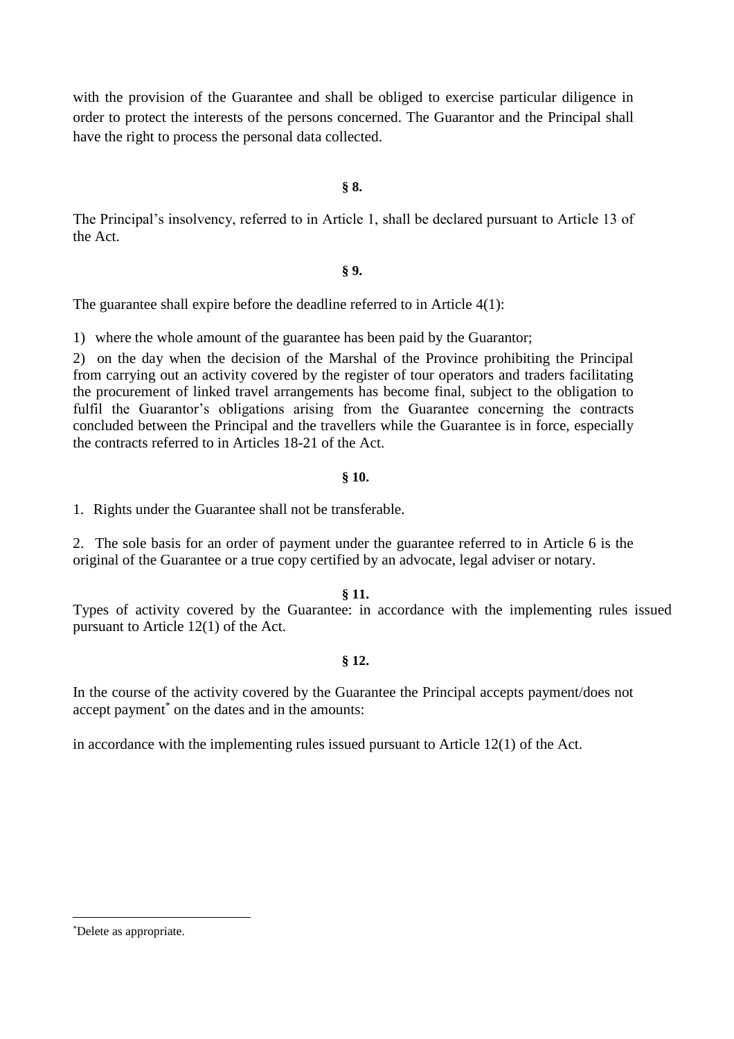with the provision of the Guarantee and shall be obliged to exercise particular diligence in order to protect the interests of the persons concerned. The Guarantor and the Principal shall have the right to process the personal data collected.

**§ 8.**

The Principal's insolvency, referred to in Article 1, shall be declared pursuant to Article 13 of the Act.

**§ 9.**

The guarantee shall expire before the deadline referred to in Article 4(1):

1) where the whole amount of the guarantee has been paid by the Guarantor;

2) on the day when the decision of the Marshal of the Province prohibiting the Principal from carrying out an activity covered by the register of tour operators and traders facilitating the procurement of linked travel arrangements has become final, subject to the obligation to fulfil the Guarantor's obligations arising from the Guarantee concerning the contracts concluded between the Principal and the travellers while the Guarantee is in force, especially the contracts referred to in Articles 18-21 of the Act.

**§ 10.**

1. Rights under the Guarantee shall not be transferable.

2. The sole basis for an order of payment under the guarantee referred to in Article 6 is the original of the Guarantee or a true copy certified by an advocate, legal adviser or notary.

**§ 11.**

Types of activity covered by the Guarantee: in accordance with the implementing rules issued pursuant to Article 12(1) of the Act.

**§ 12.**

In the course of the activity covered by the Guarantee the Principal accepts payment/does not accept payment* on the dates and in the amounts:

in accordance with the implementing rules issued pursuant to Article 12(1) of the Act.

---

*Delete as appropriate.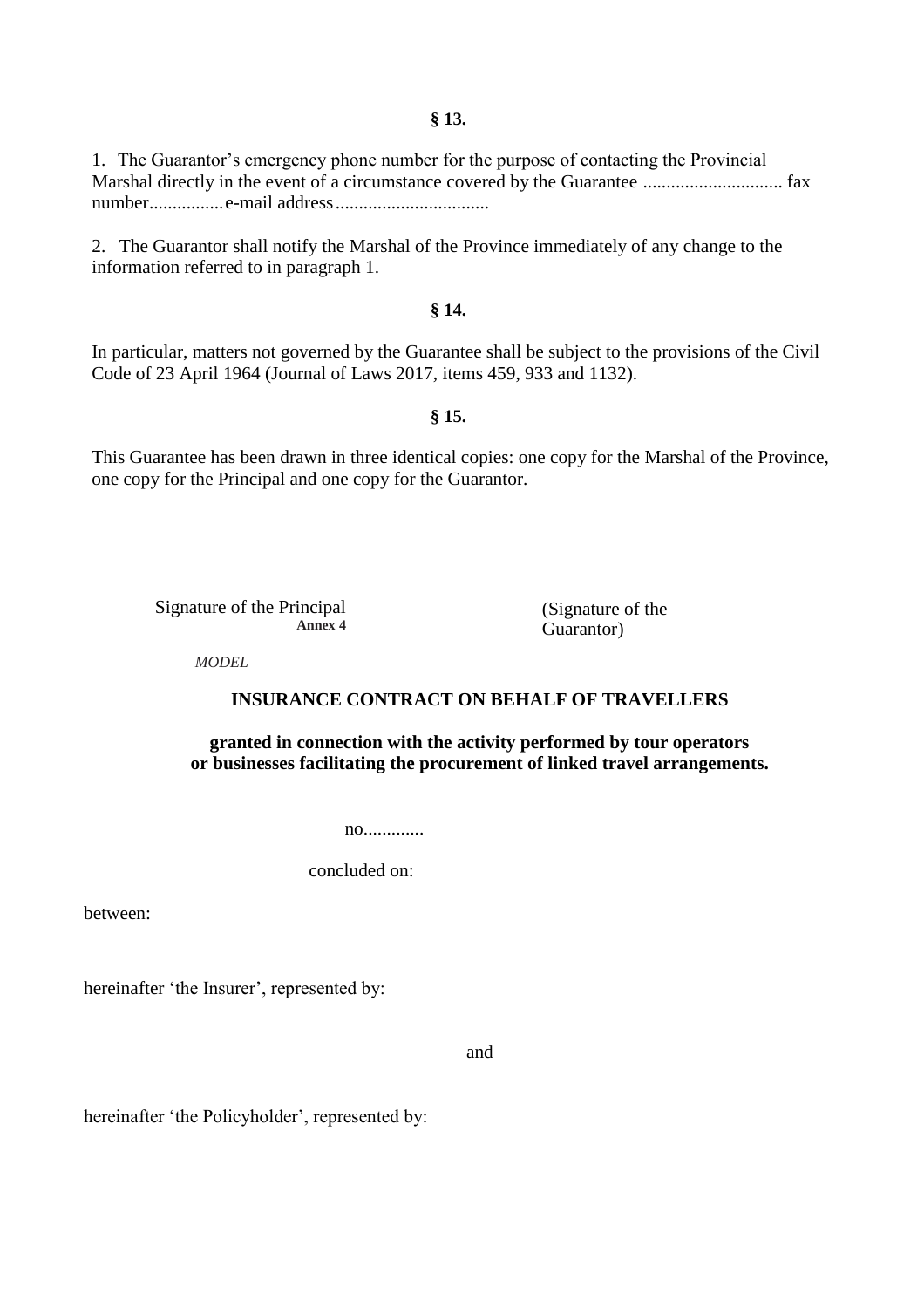**§ 13.**

1. The Guarantor's emergency phone number for the purpose of contacting the Provincial Marshal directly in the event of a circumstance covered by the Guarantee .............................. fax number................e-mail address.................................

2. The Guarantor shall notify the Marshal of the Province immediately of any change to the information referred to in paragraph 1.

**§ 14.**

In particular, matters not governed by the Guarantee shall be subject to the provisions of the Civil Code of 23 April 1964 (Journal of Laws 2017, items 459, 933 and 1132).

**§ 15.**

This Guarantee has been drawn in three identical copies: one copy for the Marshal of the Province, one copy for the Principal and one copy for the Guarantor.

Signature of the Principal

(Signature of the Guarantor)

**Annex 4**

*MODEL*

**INSURANCE CONTRACT ON BEHALF OF TRAVELLERS**

**granted in connection with the activity performed by tour operators or businesses facilitating the procurement of linked travel arrangements.**

no.............

concluded on:

between:

hereinafter 'the Insurer', represented by:

and

hereinafter 'the Policyholder', represented by: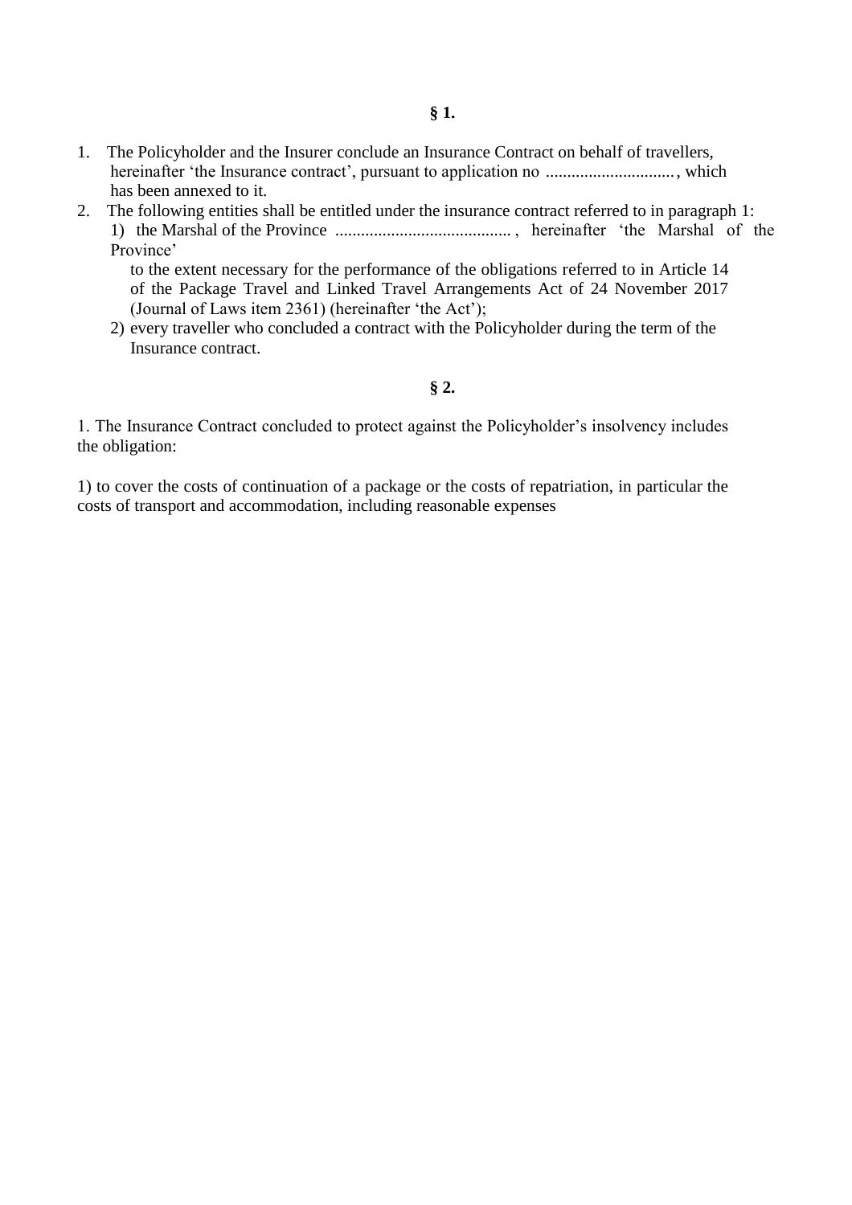**§ 1.**

1. The Policyholder and the Insurer conclude an Insurance Contract on behalf of travellers, hereinafter 'the Insurance contract', pursuant to application no .............................., which has been annexed to it.
2. The following entities shall be entitled under the insurance contract referred to in paragraph 1:
   1) the Marshal of the Province ........................................., hereinafter 'the Marshal of the Province'

      to the extent necessary for the performance of the obligations referred to in Article 14 of the Package Travel and Linked Travel Arrangements Act of 24 November 2017 (Journal of Laws item 2361) (hereinafter 'the Act');
   2) every traveller who concluded a contract with the Policyholder during the term of the Insurance contract.

**§ 2.**

1. The Insurance Contract concluded to protect against the Policyholder's insolvency includes the obligation:

1) to cover the costs of continuation of a package or the costs of repatriation, in particular the costs of transport and accommodation, including reasonable expenses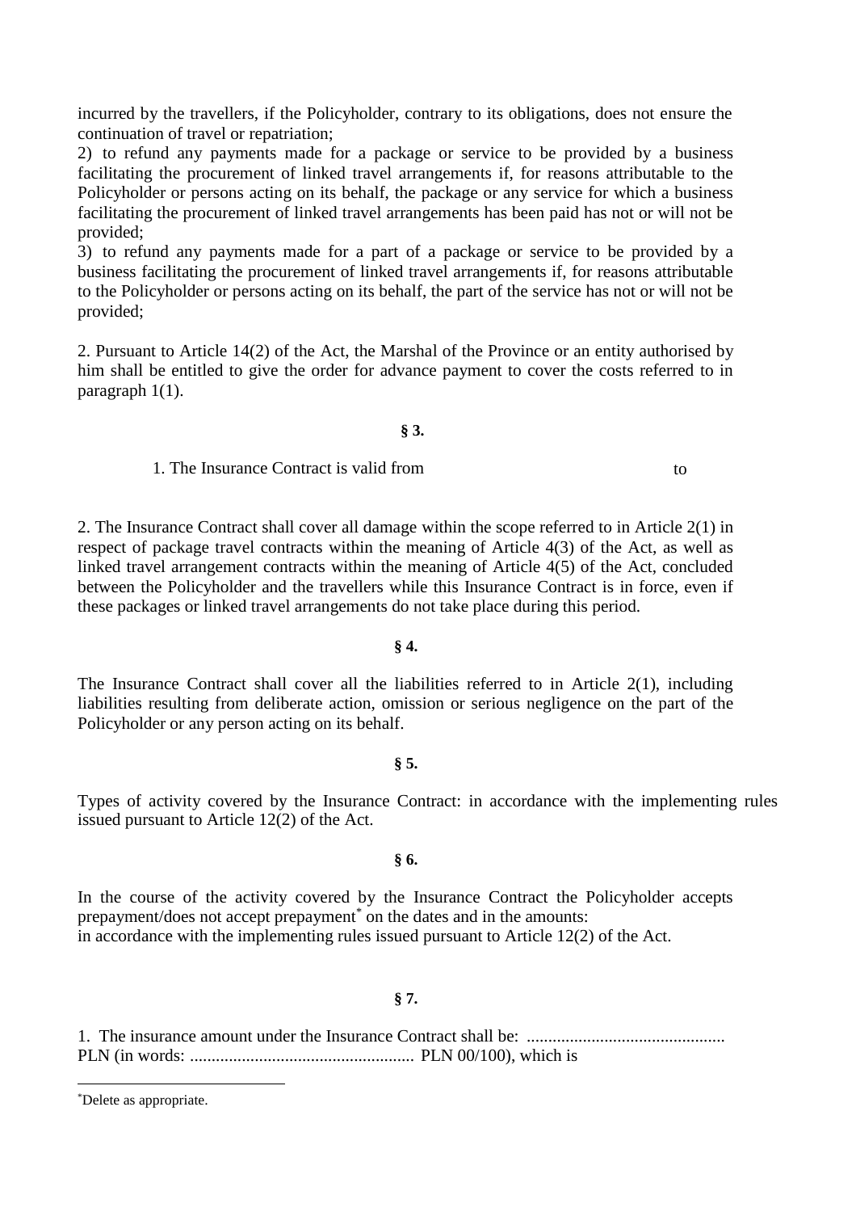incurred by the travellers, if the Policyholder, contrary to its obligations, does not ensure the continuation of travel or repatriation;

2) to refund any payments made for a package or service to be provided by a business facilitating the procurement of linked travel arrangements if, for reasons attributable to the Policyholder or persons acting on its behalf, the package or any service for which a business facilitating the procurement of linked travel arrangements has been paid has not or will not be provided;

3) to refund any payments made for a part of a package or service to be provided by a business facilitating the procurement of linked travel arrangements if, for reasons attributable to the Policyholder or persons acting on its behalf, the part of the service has not or will not be provided;

2. Pursuant to Article 14(2) of the Act, the Marshal of the Province or an entity authorised by him shall be entitled to give the order for advance payment to cover the costs referred to in paragraph 1(1).

**§ 3.**

1. The Insurance Contract is valid from to

2. The Insurance Contract shall cover all damage within the scope referred to in Article 2(1) in respect of package travel contracts within the meaning of Article 4(3) of the Act, as well as linked travel arrangement contracts within the meaning of Article 4(5) of the Act, concluded between the Policyholder and the travellers while this Insurance Contract is in force, even if these packages or linked travel arrangements do not take place during this period.

**§ 4.**

The Insurance Contract shall cover all the liabilities referred to in Article 2(1), including liabilities resulting from deliberate action, omission or serious negligence on the part of the Policyholder or any person acting on its behalf.

**§ 5.**

Types of activity covered by the Insurance Contract: in accordance with the implementing rules issued pursuant to Article 12(2) of the Act.

**§ 6.**

In the course of the activity covered by the Insurance Contract the Policyholder accepts prepayment/does not accept prepayment* on the dates and in the amounts:
in accordance with the implementing rules issued pursuant to Article 12(2) of the Act.

**§ 7.**

1. The insurance amount under the Insurance Contract shall be: .............................................. PLN (in words: .................................................... PLN 00/100), which is

*Delete as appropriate.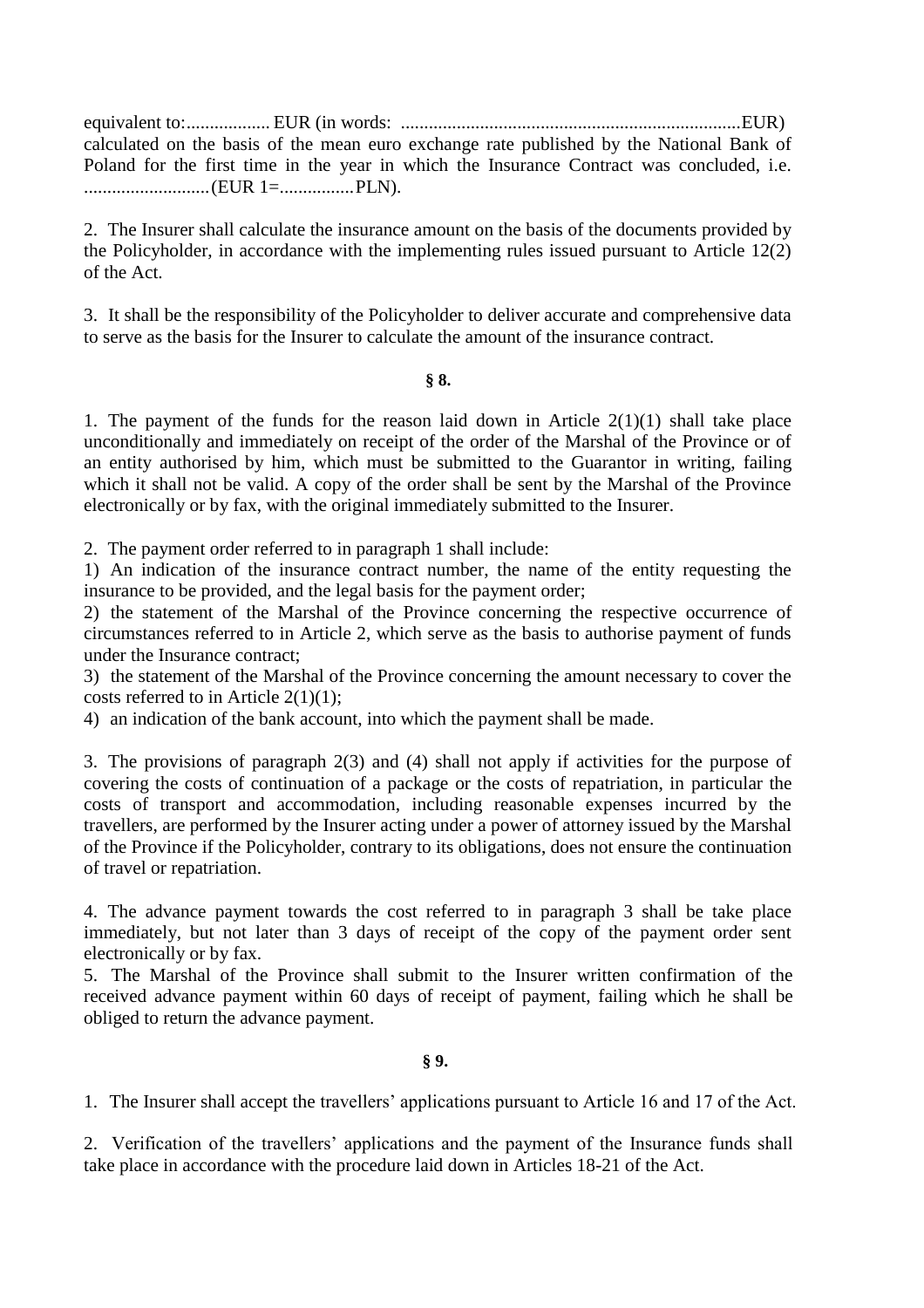equivalent to:.................. EUR (in words: ........................................................................EUR) calculated on the basis of the mean euro exchange rate published by the National Bank of Poland for the first time in the year in which the Insurance Contract was concluded, i.e. ...........................(EUR 1=................PLN).

2. The Insurer shall calculate the insurance amount on the basis of the documents provided by the Policyholder, in accordance with the implementing rules issued pursuant to Article 12(2) of the Act.

3. It shall be the responsibility of the Policyholder to deliver accurate and comprehensive data to serve as the basis for the Insurer to calculate the amount of the insurance contract.

**§ 8.**

1. The payment of the funds for the reason laid down in Article 2(1)(1) shall take place unconditionally and immediately on receipt of the order of the Marshal of the Province or of an entity authorised by him, which must be submitted to the Guarantor in writing, failing which it shall not be valid. A copy of the order shall be sent by the Marshal of the Province electronically or by fax, with the original immediately submitted to the Insurer.

2. The payment order referred to in paragraph 1 shall include:
1) An indication of the insurance contract number, the name of the entity requesting the insurance to be provided, and the legal basis for the payment order;
2) the statement of the Marshal of the Province concerning the respective occurrence of circumstances referred to in Article 2, which serve as the basis to authorise payment of funds under the Insurance contract;
3) the statement of the Marshal of the Province concerning the amount necessary to cover the costs referred to in Article 2(1)(1);
4) an indication of the bank account, into which the payment shall be made.

3. The provisions of paragraph 2(3) and (4) shall not apply if activities for the purpose of covering the costs of continuation of a package or the costs of repatriation, in particular the costs of transport and accommodation, including reasonable expenses incurred by the travellers, are performed by the Insurer acting under a power of attorney issued by the Marshal of the Province if the Policyholder, contrary to its obligations, does not ensure the continuation of travel or repatriation.

4. The advance payment towards the cost referred to in paragraph 3 shall be take place immediately, but not later than 3 days of receipt of the copy of the payment order sent electronically or by fax.
5. The Marshal of the Province shall submit to the Insurer written confirmation of the received advance payment within 60 days of receipt of payment, failing which he shall be obliged to return the advance payment.

**§ 9.**

1. The Insurer shall accept the travellers' applications pursuant to Article 16 and 17 of the Act.

2. Verification of the travellers' applications and the payment of the Insurance funds shall take place in accordance with the procedure laid down in Articles 18-21 of the Act.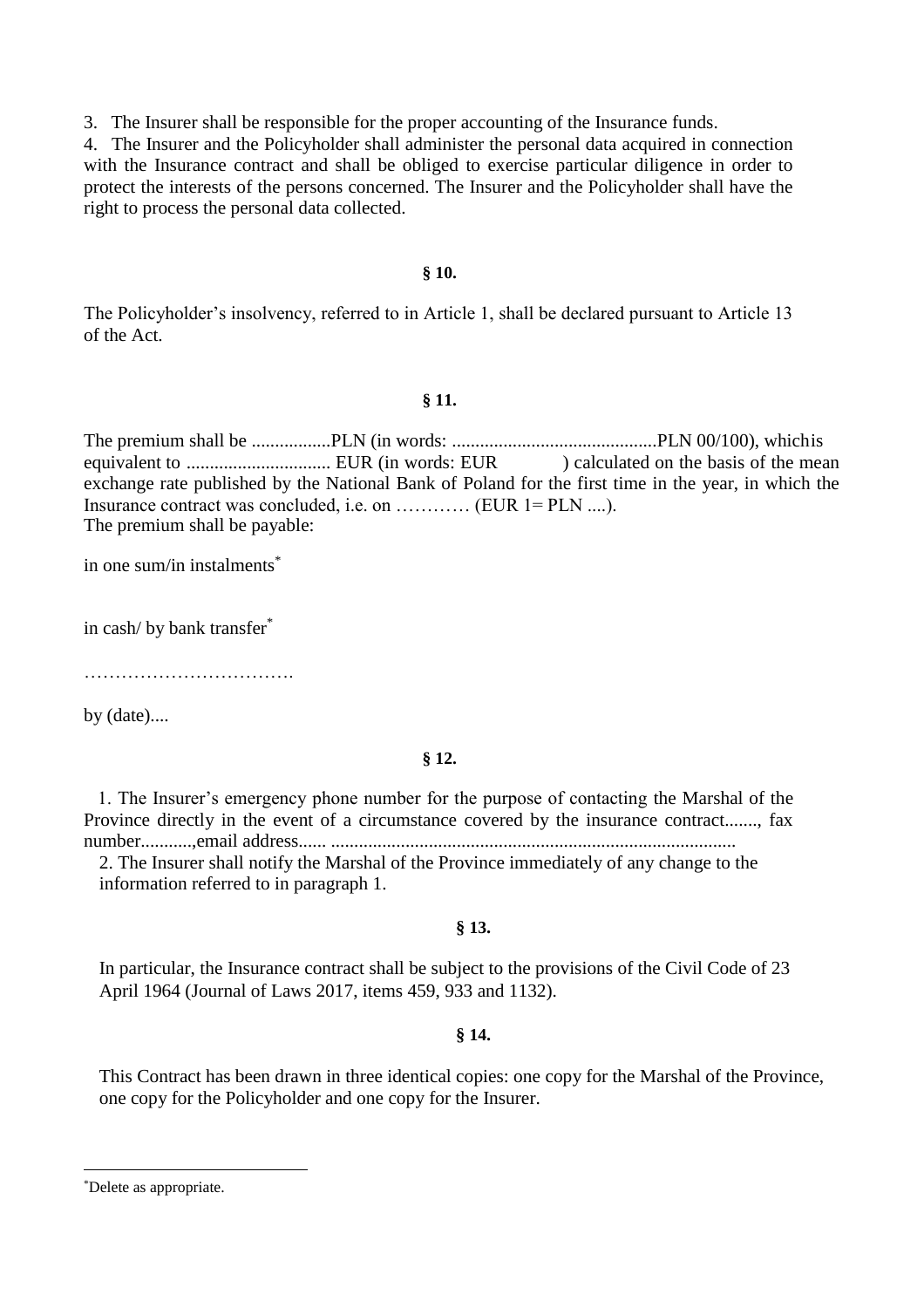3. The Insurer shall be responsible for the proper accounting of the Insurance funds.

4. The Insurer and the Policyholder shall administer the personal data acquired in connection with the Insurance contract and shall be obliged to exercise particular diligence in order to protect the interests of the persons concerned. The Insurer and the Policyholder shall have the right to process the personal data collected.

**§ 10.**

The Policyholder's insolvency, referred to in Article 1, shall be declared pursuant to Article 13 of the Act.

**§ 11.**

The premium shall be .................PLN (in words: ............................................PLN 00/100), whichis equivalent to .............................. EUR (in words: EUR ) calculated on the basis of the mean exchange rate published by the National Bank of Poland for the first time in the year, in which the Insurance contract was concluded, i.e. on ………… (EUR 1= PLN ....).
The premium shall be payable:

in one sum/in instalments*

in cash/ by bank transfer*

…………………………….

by (date)....

**§ 12.**

1. The Insurer's emergency phone number for the purpose of contacting the Marshal of the Province directly in the event of a circumstance covered by the insurance contract......., fax number...........,email address...... ......................................................................................
2. The Insurer shall notify the Marshal of the Province immediately of any change to the information referred to in paragraph 1.

**§ 13.**

In particular, the Insurance contract shall be subject to the provisions of the Civil Code of 23 April 1964 (Journal of Laws 2017, items 459, 933 and 1132).

**§ 14.**

This Contract has been drawn in three identical copies: one copy for the Marshal of the Province, one copy for the Policyholder and one copy for the Insurer.

---

*Delete as appropriate.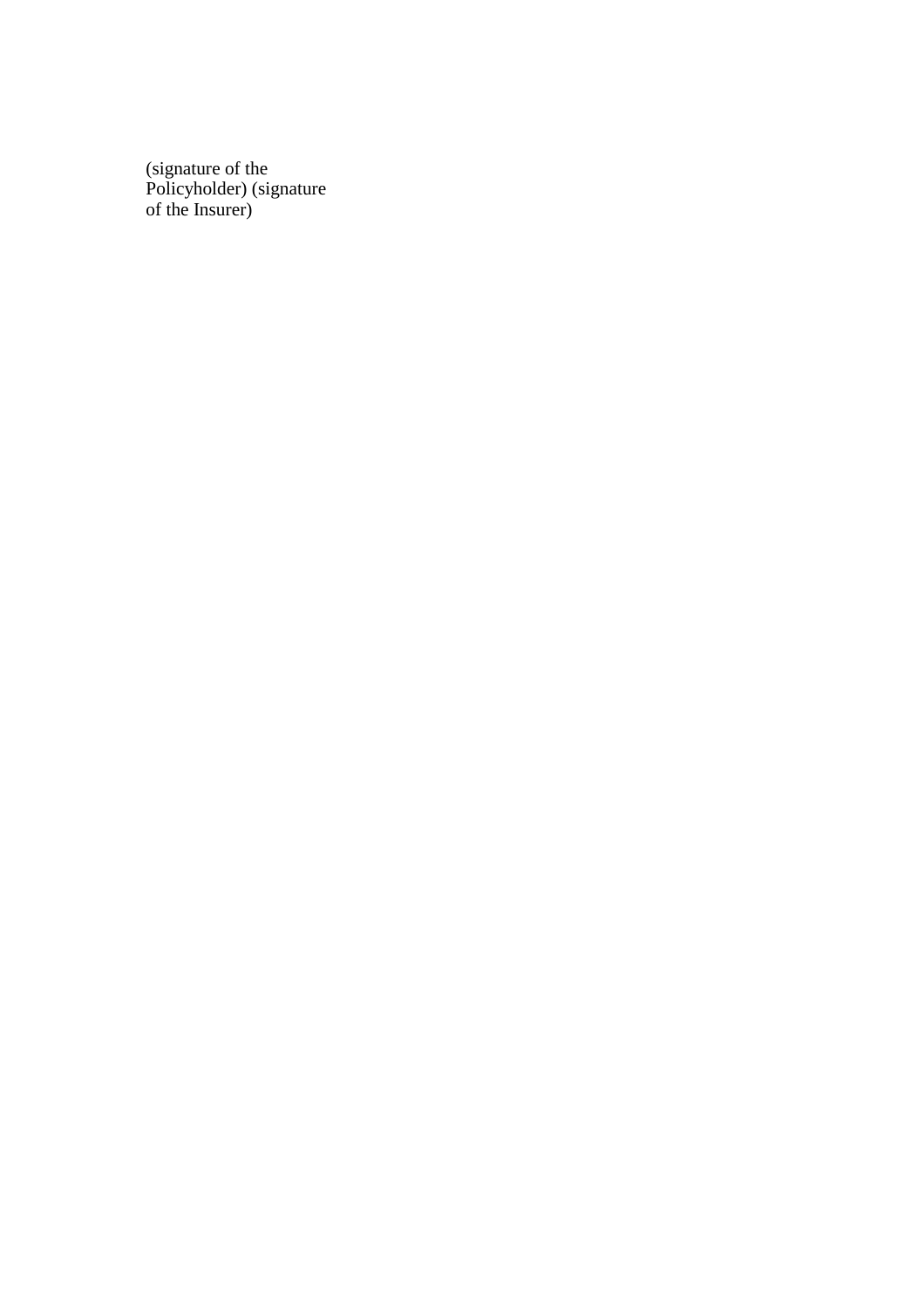(signature of the Policyholder) (signature of the Insurer)